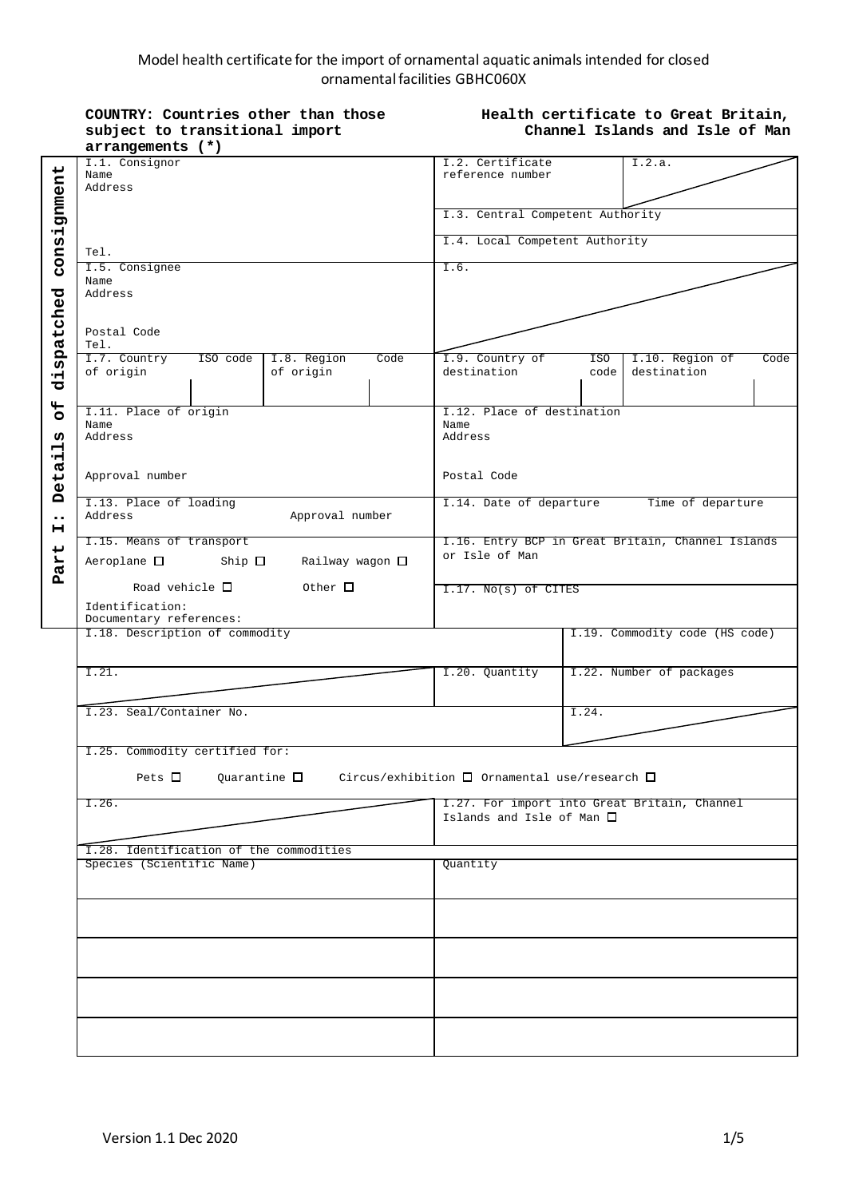Model health certificate for the import of ornamental aquatic animals intended for closed ornamental facilities GBHC060X

**COUNTRY: Countries other than those subject to transitional import arrangements (*)**

**Health certificate to Great Britain, Channel Islands and Isle of Man**

**Part I: Details of dispatched consignment**

| | |
|---|---|
| I.1. Consignor<br>Name<br>Address<br><br>Tel. | I.2. Certificate reference number &nbsp;&nbsp; I.2.a.<br>I.3. Central Competent Authority<br>I.4. Local Competent Authority |
| I.5. Consignee<br>Name<br>Address<br><br>Postal Code<br>Tel. | I.6. |
| I.7. Country of origin &nbsp; ISO code &nbsp; I.8. Region of origin &nbsp; Code | I.9. Country of destination &nbsp; ISO code &nbsp; I.10. Region of destination &nbsp; Code |
| I.11. Place of origin<br>Name<br>Address<br><br>Approval number | I.12. Place of destination<br>Name<br>Address<br><br>Postal Code |
| I.13. Place of loading<br>Address &nbsp;&nbsp; Approval number | I.14. Date of departure &nbsp;&nbsp; Time of departure |
| I.15. Means of transport<br>Aeroplane ☐ &nbsp; Ship ☐ &nbsp; Railway wagon ☐<br>Road vehicle ☐ &nbsp; Other ☐<br>Identification:<br>Documentary references: | I.16. Entry BCP in Great Britain, Channel Islands or Isle of Man<br>I.17. No(s) of CITES |
| I.18. Description of commodity | I.19. Commodity code (HS code) |
| I.21. | I.20. Quantity &nbsp;&nbsp; I.22. Number of packages |
| I.23. Seal/Container No. | I.24. |
| I.25. Commodity certified for:<br>Pets ☐ &nbsp; Quarantine ☐ &nbsp; Circus/exhibition ☐ Ornamental use/research ☐ | |
| I.26. | I.27. For import into Great Britain, Channel Islands and Isle of Man ☐ |

I.28. Identification of the commodities

| Species (Scientific Name) | Quantity |
|---|---|
| | |
| | |
| | |
| | |
| | |

Version 1.1 Dec 2020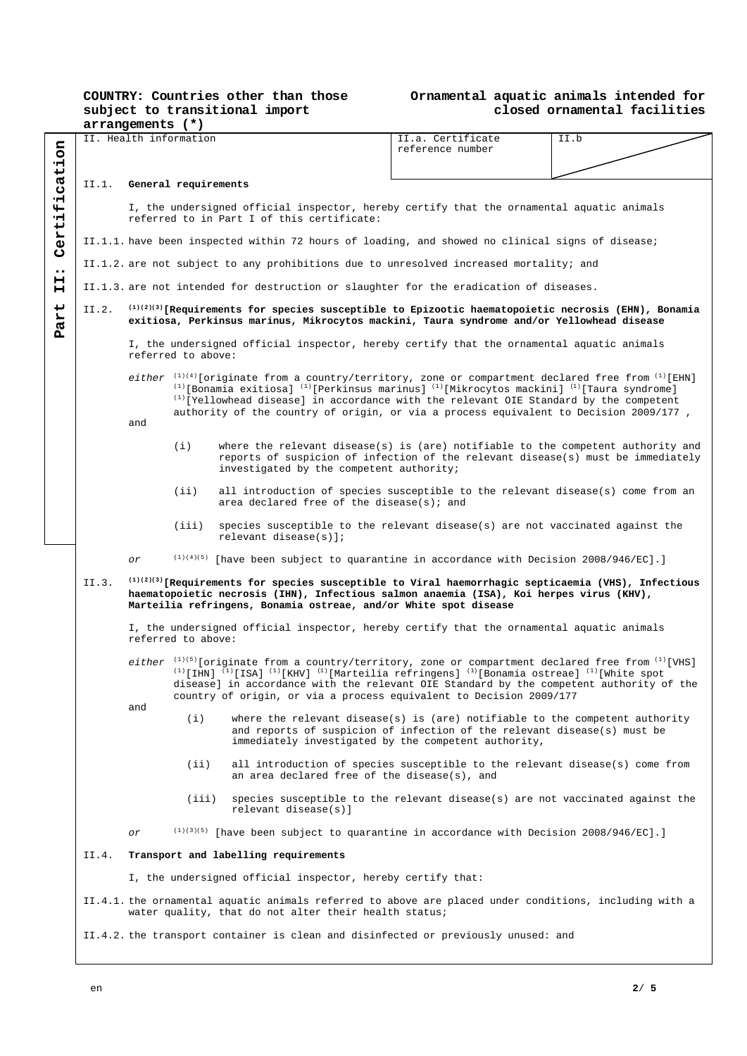**COUNTRY: Countries other than those subject to transitional import arrangements (*)**

**Ornamental aquatic animals intended for closed ornamental facilities**

**Part II: Certification**

| II. Health information | II.a. Certificate reference number | II.b |
| --- | --- | --- |

II.1. **General requirements**

I, the undersigned official inspector, hereby certify that the ornamental aquatic animals referred to in Part I of this certificate:

II.1.1. have been inspected within 72 hours of loading, and showed no clinical signs of disease;

II.1.2. are not subject to any prohibitions due to unresolved increased mortality; and

II.1.3. are not intended for destruction or slaughter for the eradication of diseases.

II.2. [(1)(2)(3)] **[Requirements for species susceptible to Epizootic haematopoietic necrosis (EHN), Bonamia exitiosa, Perkinsus marinus, Mikrocytos mackini, Taura syndrome and/or Yellowhead disease**

I, the undersigned official inspector, hereby certify that the ornamental aquatic animals referred to above:

*either* [(1)(4)][originate from a country/territory, zone or compartment declared free from [(1)][EHN] [(1)][Bonamia exitiosa] [(1)][Perkinsus marinus] [(1)][Mikrocytos mackini] [(1)][Taura syndrome] [(1)][Yellowhead disease] in accordance with the relevant OIE Standard by the competent authority of the country of origin, or via a process equivalent to Decision 2009/177 ,

and

(i) where the relevant disease(s) is (are) notifiable to the competent authority and reports of suspicion of infection of the relevant disease(s) must be immediately investigated by the competent authority;

(ii) all introduction of species susceptible to the relevant disease(s) come from an area declared free of the disease(s); and

(iii) species susceptible to the relevant disease(s) are not vaccinated against the relevant disease(s)];

*or* [(1)(4)(5)] [have been subject to quarantine in accordance with Decision 2008/946/EC].]

II.3. [(1)(2)(3)] **[Requirements for species susceptible to Viral haemorrhagic septicaemia (VHS), Infectious haematopoietic necrosis (IHN), Infectious salmon anaemia (ISA), Koi herpes virus (KHV), Marteilia refringens, Bonamia ostreae, and/or White spot disease**

I, the undersigned official inspector, hereby certify that the ornamental aquatic animals referred to above:

*either* [(1)(5)][originate from a country/territory, zone or compartment declared free from [(1)][VHS] [(1)][IHN] [(1)][ISA] [(1)][KHV] [(1)][Marteilia refringens] [(1)][Bonamia ostreae] [(1)][White spot disease] in accordance with the relevant OIE Standard by the competent authority of the country of origin, or via a process equivalent to Decision 2009/177

and

(i) where the relevant disease(s) is (are) notifiable to the competent authority and reports of suspicion of infection of the relevant disease(s) must be immediately investigated by the competent authority,

(ii) all introduction of species susceptible to the relevant disease(s) come from an area declared free of the disease(s), and

(iii) species susceptible to the relevant disease(s) are not vaccinated against the relevant disease(s)]

*or* [(1)(3)(5)] [have been subject to quarantine in accordance with Decision 2008/946/EC].]

II.4. **Transport and labelling requirements**

I, the undersigned official inspector, hereby certify that:

II.4.1. the ornamental aquatic animals referred to above are placed under conditions, including with a water quality, that do not alter their health status;

II.4.2. the transport container is clean and disinfected or previously unused: and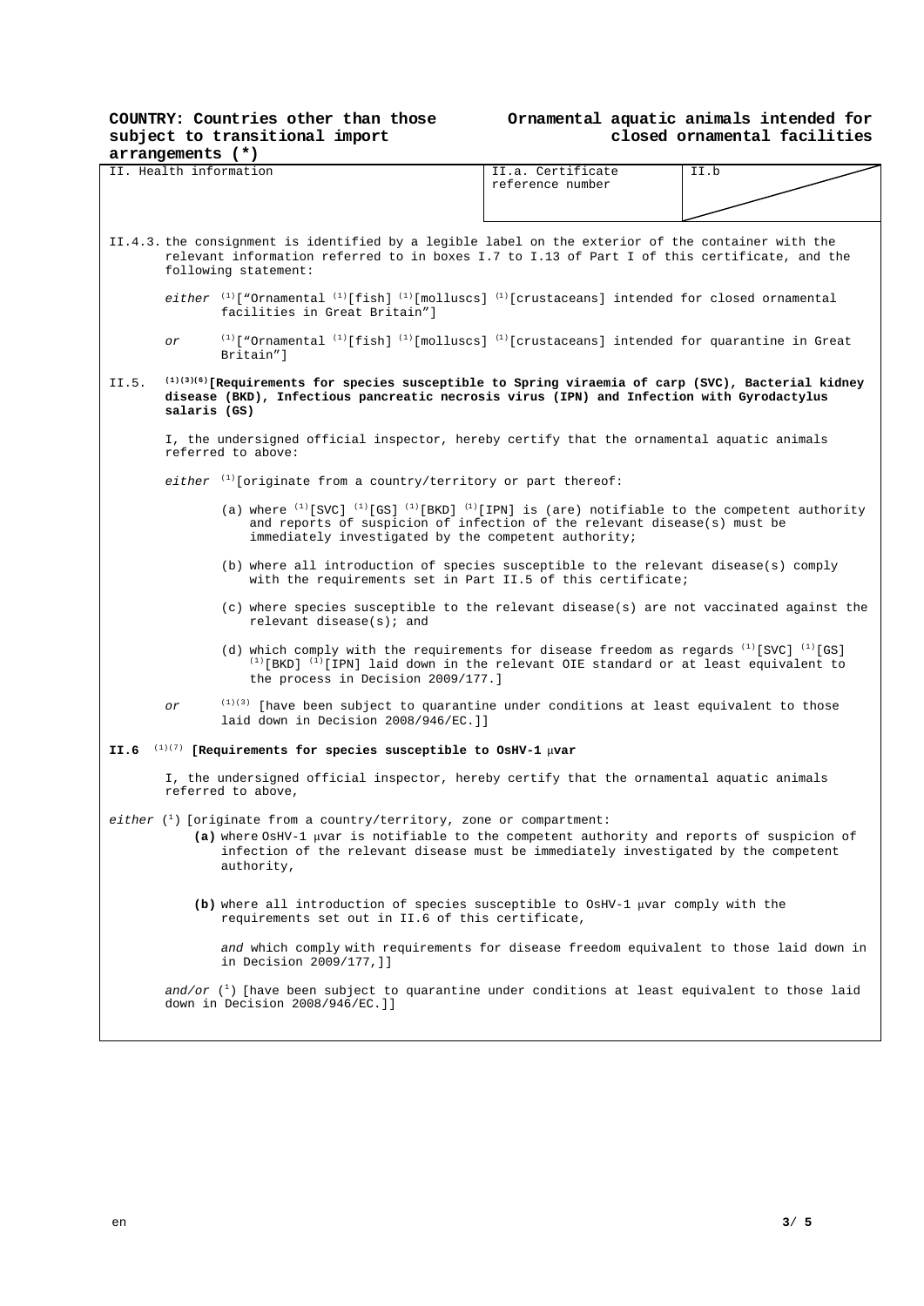**COUNTRY: Countries other than those subject to transitional import arrangements (*)**

**Ornamental aquatic animals intended for closed ornamental facilities**

| II. Health information | II.a. Certificate reference number | II.b |
|---|---|---|

II.4.3. the consignment is identified by a legible label on the exterior of the container with the relevant information referred to in boxes I.7 to I.13 of Part I of this certificate, and the following statement:

*either* [(1)]["Ornamental [(1)][fish] [(1)][molluscs] [(1)][crustaceans] intended for closed ornamental facilities in Great Britain"]

*or* [(1)]["Ornamental [(1)][fish] [(1)][molluscs] [(1)][crustaceans] intended for quarantine in Great Britain"]

II.5. **[(1)(3)(6)][Requirements for species susceptible to Spring viraemia of carp (SVC), Bacterial kidney disease (BKD), Infectious pancreatic necrosis virus (IPN) and Infection with Gyrodactylus salaris (GS)**

I, the undersigned official inspector, hereby certify that the ornamental aquatic animals referred to above:

*either* [(1)][originate from a country/territory or part thereof:

(a) where [(1)][SVC] [(1)][GS] [(1)][BKD] [(1)][IPN] is (are) notifiable to the competent authority and reports of suspicion of infection of the relevant disease(s) must be immediately investigated by the competent authority;

(b) where all introduction of species susceptible to the relevant disease(s) comply with the requirements set in Part II.5 of this certificate;

(c) where species susceptible to the relevant disease(s) are not vaccinated against the relevant disease(s); and

(d) which comply with the requirements for disease freedom as regards [(1)][SVC] [(1)][GS] [(1)][BKD] [(1)][IPN] laid down in the relevant OIE standard or at least equivalent to the process in Decision 2009/177.]

*or* [(1)(3)] [have been subject to quarantine under conditions at least equivalent to those laid down in Decision 2008/946/EC.]]

**II.6** [(1)(7)] **[Requirements for species susceptible to OsHV-1 μvar**

I, the undersigned official inspector, hereby certify that the ornamental aquatic animals referred to above,

*either* ([1]) [originate from a country/territory, zone or compartment:

**(a)** where OsHV-1 μvar is notifiable to the competent authority and reports of suspicion of infection of the relevant disease must be immediately investigated by the competent authority,

**(b)** where all introduction of species susceptible to OsHV-1 μvar comply with the requirements set out in II.6 of this certificate,

*and* which comply with requirements for disease freedom equivalent to those laid down in in Decision 2009/177,]]

*and/or* ([1]) [have been subject to quarantine under conditions at least equivalent to those laid down in Decision 2008/946/EC.]]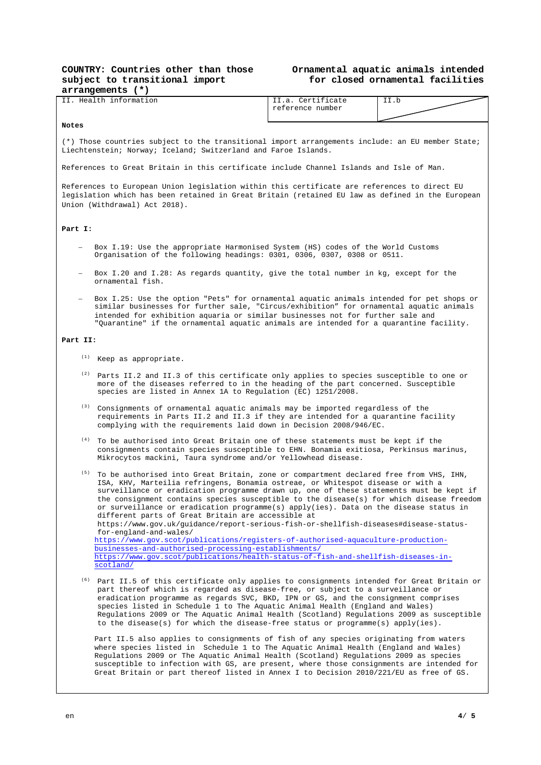**COUNTRY: Countries other than those subject to transitional import arrangements (*)**

**Ornamental aquatic animals intended for closed ornamental facilities**

| II. Health information | II.a. Certificate reference number | II.b |
|---|---|---|

**Notes**

(*) Those countries subject to the transitional import arrangements include: an EU member State; Liechtenstein; Norway; Iceland; Switzerland and Faroe Islands.

References to Great Britain in this certificate include Channel Islands and Isle of Man.

References to European Union legislation within this certificate are references to direct EU legislation which has been retained in Great Britain (retained EU law as defined in the European Union (Withdrawal) Act 2018).

**Part I:**

- Box I.19: Use the appropriate Harmonised System (HS) codes of the World Customs Organisation of the following headings: 0301, 0306, 0307, 0308 or 0511.
- Box I.20 and I.28: As regards quantity, give the total number in kg, except for the ornamental fish.
- Box I.25: Use the option "Pets" for ornamental aquatic animals intended for pet shops or similar businesses for further sale, "Circus/exhibition" for ornamental aquatic animals intended for exhibition aquaria or similar businesses not for further sale and "Quarantine" if the ornamental aquatic animals are intended for a quarantine facility.

**Part II:**

(1) Keep as appropriate.

(2) Parts II.2 and II.3 of this certificate only applies to species susceptible to one or more of the diseases referred to in the heading of the part concerned. Susceptible species are listed in Annex 1A to Regulation (EC) 1251/2008.

(3) Consignments of ornamental aquatic animals may be imported regardless of the requirements in Parts II.2 and II.3 if they are intended for a quarantine facility complying with the requirements laid down in Decision 2008/946/EC.

(4) To be authorised into Great Britain one of these statements must be kept if the consignments contain species susceptible to EHN. Bonamia exitiosa, Perkinsus marinus, Mikrocytos mackini, Taura syndrome and/or Yellowhead disease.

(5) To be authorised into Great Britain, zone or compartment declared free from VHS, IHN, ISA, KHV, Marteilia refringens, Bonamia ostreae, or Whitespot disease or with a surveillance or eradication programme drawn up, one of these statements must be kept if the consignment contains species susceptible to the disease(s) for which disease freedom or surveillance or eradication programme(s) apply(ies). Data on the disease status in different parts of Great Britain are accessible at
https://www.gov.uk/guidance/report-serious-fish-or-shellfish-diseases#disease-status-for-england-and-wales/
https://www.gov.scot/publications/registers-of-authorised-aquaculture-production-businesses-and-authorised-processing-establishments/
https://www.gov.scot/publications/health-status-of-fish-and-shellfish-diseases-in-scotland/

(6) Part II.5 of this certificate only applies to consignments intended for Great Britain or part thereof which is regarded as disease-free, or subject to a surveillance or eradication programme as regards SVC, BKD, IPN or GS, and the consignment comprises species listed in Schedule 1 to The Aquatic Animal Health (England and Wales) Regulations 2009 or The Aquatic Animal Health (Scotland) Regulations 2009 as susceptible to the disease(s) for which the disease-free status or programme(s) apply(ies).

Part II.5 also applies to consignments of fish of any species originating from waters where species listed in Schedule 1 to The Aquatic Animal Health (England and Wales) Regulations 2009 or The Aquatic Animal Health (Scotland) Regulations 2009 as species susceptible to infection with GS, are present, where those consignments are intended for Great Britain or part thereof listed in Annex I to Decision 2010/221/EU as free of GS.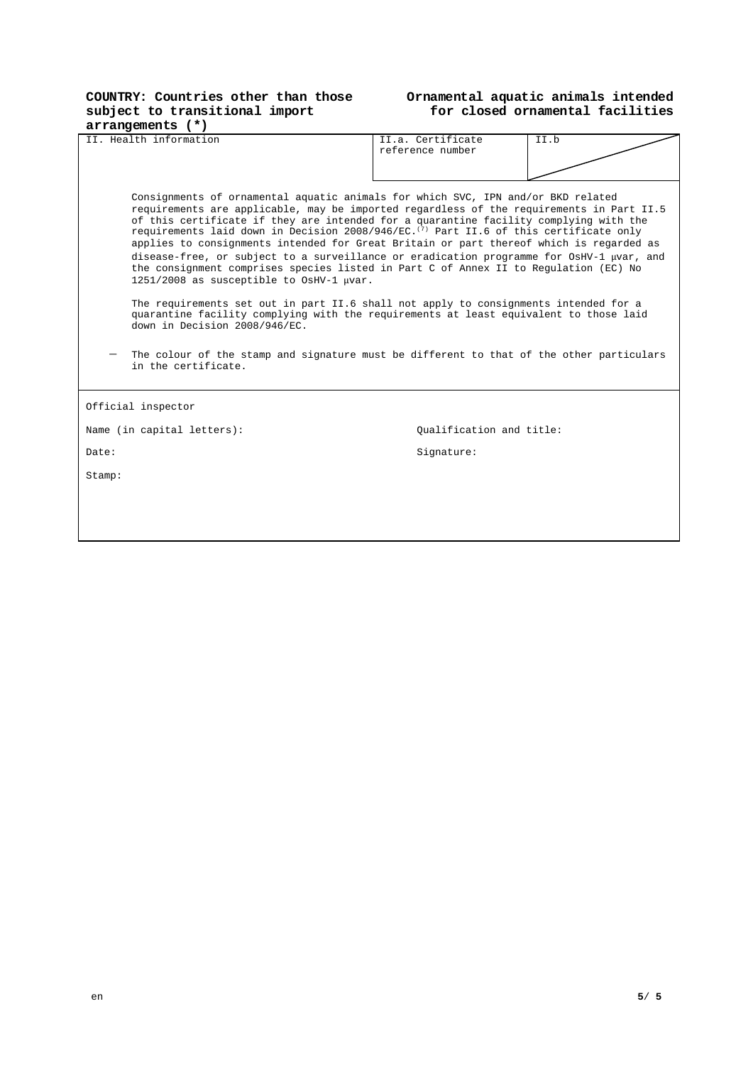**COUNTRY: Countries other than those subject to transitional import arrangements (*)**

**Ornamental aquatic animals intended for closed ornamental facilities**

| II. Health information | II.a. Certificate reference number | II.b |
| --- | --- | --- |

Consignments of ornamental aquatic animals for which SVC, IPN and/or BKD related requirements are applicable, may be imported regardless of the requirements in Part II.5 of this certificate if they are intended for a quarantine facility complying with the requirements laid down in Decision 2008/946/EC.[7] Part II.6 of this certificate only applies to consignments intended for Great Britain or part thereof which is regarded as disease-free, or subject to a surveillance or eradication programme for OsHV-1 μvar, and the consignment comprises species listed in Part C of Annex II to Regulation (EC) No 1251/2008 as susceptible to OsHV-1 μvar.

The requirements set out in part II.6 shall not apply to consignments intended for a quarantine facility complying with the requirements at least equivalent to those laid down in Decision 2008/946/EC.

— The colour of the stamp and signature must be different to that of the other particulars in the certificate.

Official inspector

Name (in capital letters): Qualification and title:

Date: Signature:

Stamp: